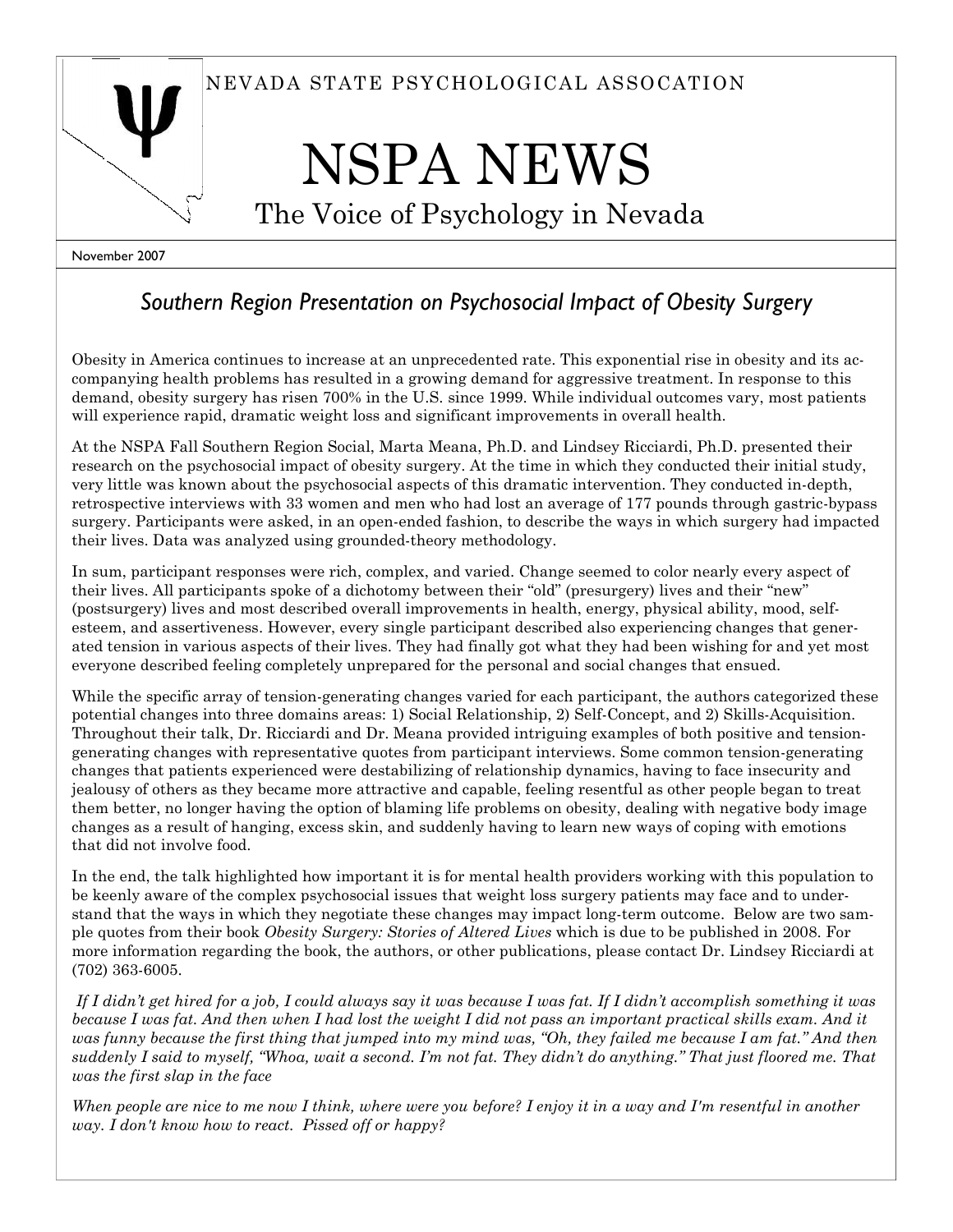NEVADA STATE PSYCHOLOGICAL ASSOCATION

# NSPA NEWS

The Voice of Psychology in Nevada

November 2007

## *Southern Region Presentation on Psychosocial Impact of Obesity Surgery*

Obesity in America continues to increase at an unprecedented rate. This exponential rise in obesity and its accompanying health problems has resulted in a growing demand for aggressive treatment. In response to this demand, obesity surgery has risen 700% in the U.S. since 1999. While individual outcomes vary, most patients will experience rapid, dramatic weight loss and significant improvements in overall health.

At the NSPA Fall Southern Region Social, Marta Meana, Ph.D. and Lindsey Ricciardi, Ph.D. presented their research on the psychosocial impact of obesity surgery. At the time in which they conducted their initial study, very little was known about the psychosocial aspects of this dramatic intervention. They conducted in-depth, retrospective interviews with 33 women and men who had lost an average of 177 pounds through gastric-bypass surgery. Participants were asked, in an open-ended fashion, to describe the ways in which surgery had impacted their lives. Data was analyzed using grounded-theory methodology.

In sum, participant responses were rich, complex, and varied. Change seemed to color nearly every aspect of their lives. All participants spoke of a dichotomy between their "old" (presurgery) lives and their "new" (postsurgery) lives and most described overall improvements in health, energy, physical ability, mood, self-esteem, and assertiveness. However, every single participant described also experiencing changes that generated tension in various aspects of their lives. They had finally got what they had been wishing for and yet most everyone described feeling completely unprepared for the personal and social changes that ensued.

While the specific array of tension-generating changes varied for each participant, the authors categorized these potential changes into three domains areas: 1) Social Relationship, 2) Self-Concept, and 2) Skills-Acquisition. Throughout their talk, Dr. Ricciardi and Dr. Meana provided intriguing examples of both positive and tension-generating changes with representative quotes from participant interviews. Some common tension-generating changes that patients experienced were destabilizing of relationship dynamics, having to face insecurity and jealousy of others as they became more attractive and capable, feeling resentful as other people began to treat them better, no longer having the option of blaming life problems on obesity, dealing with negative body image changes as a result of hanging, excess skin, and suddenly having to learn new ways of coping with emotions that did not involve food.

In the end, the talk highlighted how important it is for mental health providers working with this population to be keenly aware of the complex psychosocial issues that weight loss surgery patients may face and to understand that the ways in which they negotiate these changes may impact long-term outcome. Below are two sample quotes from their book *Obesity Surgery: Stories of Altered Lives* which is due to be published in 2008. For more information regarding the book, the authors, or other publications, please contact Dr. Lindsey Ricciardi at (702) 363-6005.

*If I didn't get hired for a job, I could always say it was because I was fat. If I didn't accomplish something it was because I was fat. And then when I had lost the weight I did not pass an important practical skills exam. And it was funny because the first thing that jumped into my mind was, "Oh, they failed me because I am fat." And then suddenly I said to myself, "Whoa, wait a second. I'm not fat. They didn't do anything." That just floored me. That was the first slap in the face*

*When people are nice to me now I think, where were you before? I enjoy it in a way and I'm resentful in another way. I don't know how to react. Pissed off or happy?*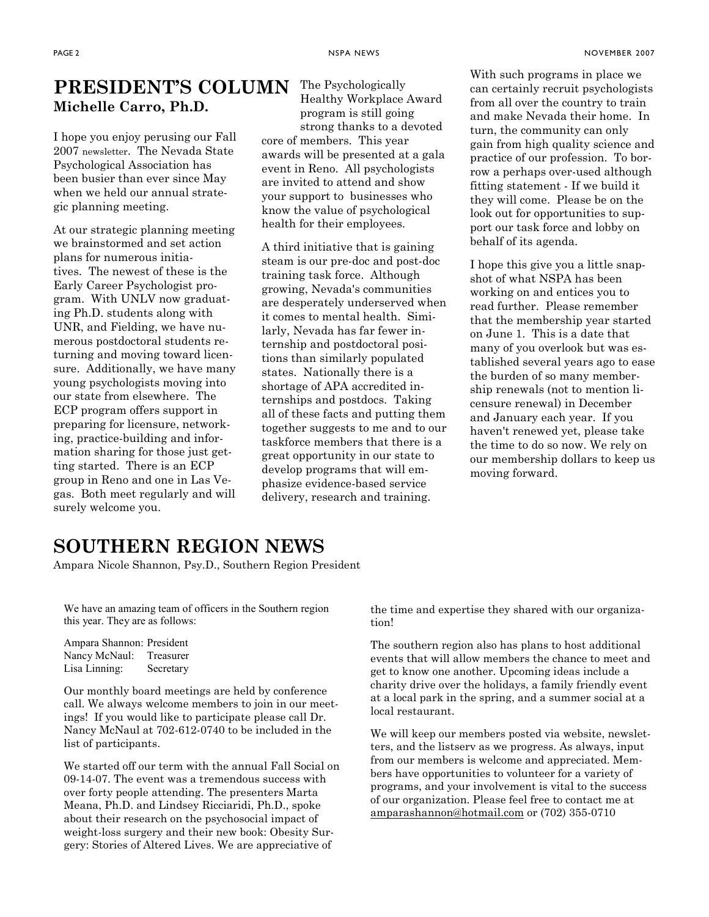## PRESIDENT'S COLUMN

**Michelle Carro, Ph.D.**

I hope you enjoy perusing our Fall 2007 newsletter. The Nevada State Psychological Association has been busier than ever since May when we held our annual strategic planning meeting.

At our strategic planning meeting we brainstormed and set action plans for numerous initiatives. The newest of these is the Early Career Psychologist program. With UNLV now graduating Ph.D. students along with UNR, and Fielding, we have numerous postdoctoral students returning and moving toward licensure. Additionally, we have many young psychologists moving into our state from elsewhere. The ECP program offers support in preparing for licensure, networking, practice-building and information sharing for those just getting started. There is an ECP group in Reno and one in Las Vegas. Both meet regularly and will surely welcome you.

The Psychologically Healthy Workplace Award program is still going strong thanks to a devoted core of members. This year awards will be presented at a gala event in Reno. All psychologists are invited to attend and show your support to businesses who know the value of psychological health for their employees.

A third initiative that is gaining steam is our pre-doc and post-doc training task force. Although growing, Nevada's communities are desperately underserved when it comes to mental health. Similarly, Nevada has far fewer internship and postdoctoral positions than similarly populated states. Nationally there is a shortage of APA accredited internships and postdocs. Taking all of these facts and putting them together suggests to me and to our taskforce members that there is a great opportunity in our state to develop programs that will emphasize evidence-based service delivery, research and training.

With such programs in place we can certainly recruit psychologists from all over the country to train and make Nevada their home. In turn, the community can only gain from high quality science and practice of our profession. To borrow a perhaps over-used although fitting statement - If we build it they will come. Please be on the look out for opportunities to support our task force and lobby on behalf of its agenda.

I hope this give you a little snapshot of what NSPA has been working on and entices you to read further. Please remember that the membership year started on June 1. This is a date that many of you overlook but was established several years ago to ease the burden of so many membership renewals (not to mention licensure renewal) in December and January each year. If you haven't renewed yet, please take the time to do so now. We rely on our membership dollars to keep us moving forward.

## SOUTHERN REGION NEWS

Ampara Nicole Shannon, Psy.D., Southern Region President

We have an amazing team of officers in the Southern region this year. They are as follows:

Ampara Shannon: President
Nancy McNaul: Treasurer
Lisa Linning: Secretary

Our monthly board meetings are held by conference call. We always welcome members to join in our meetings! If you would like to participate please call Dr. Nancy McNaul at 702-612-0740 to be included in the list of participants.

We started off our term with the annual Fall Social on 09-14-07. The event was a tremendous success with over forty people attending. The presenters Marta Meana, Ph.D. and Lindsey Ricciaridi, Ph.D., spoke about their research on the psychosocial impact of weight-loss surgery and their new book: Obesity Surgery: Stories of Altered Lives. We are appreciative of the time and expertise they shared with our organization!

The southern region also has plans to host additional events that will allow members the chance to meet and get to know one another. Upcoming ideas include a charity drive over the holidays, a family friendly event at a local park in the spring, and a summer social at a local restaurant.

We will keep our members posted via website, newsletters, and the listserv as we progress. As always, input from our members is welcome and appreciated. Members have opportunities to volunteer for a variety of programs, and your involvement is vital to the success of our organization. Please feel free to contact me at amparashannon@hotmail.com or (702) 355-0710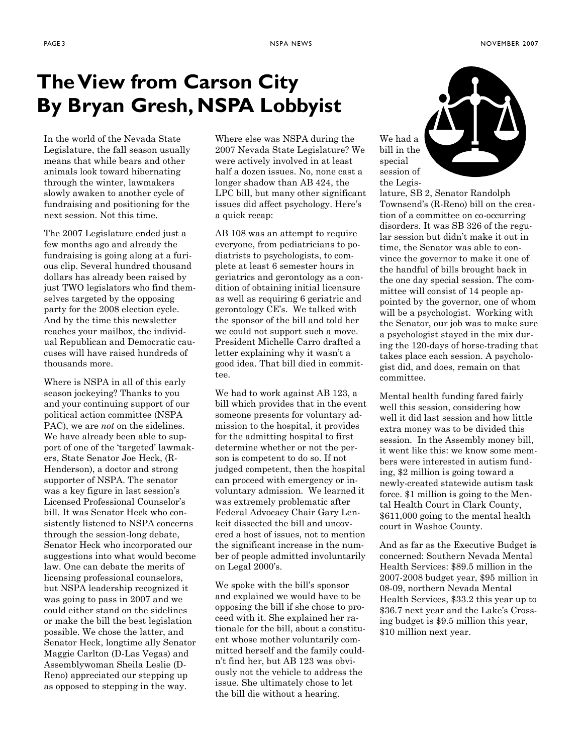# The View from Carson City
# By Bryan Gresh, NSPA Lobbyist

In the world of the Nevada State Legislature, the fall season usually means that while bears and other animals look toward hibernating through the winter, lawmakers slowly awaken to another cycle of fundraising and positioning for the next session. Not this time.

The 2007 Legislature ended just a few months ago and already the fundraising is going along at a furious clip. Several hundred thousand dollars has already been raised by just TWO legislators who find themselves targeted by the opposing party for the 2008 election cycle. And by the time this newsletter reaches your mailbox, the individual Republican and Democratic caucuses will have raised hundreds of thousands more.

Where is NSPA in all of this early season jockeying? Thanks to you and your continuing support of our political action committee (NSPA PAC), we are *not* on the sidelines. We have already been able to support of one of the 'targeted' lawmakers, State Senator Joe Heck, (R-Henderson), a doctor and strong supporter of NSPA. The senator was a key figure in last session's Licensed Professional Counselor's bill. It was Senator Heck who consistently listened to NSPA concerns through the session-long debate, Senator Heck who incorporated our suggestions into what would become law. One can debate the merits of licensing professional counselors, but NSPA leadership recognized it was going to pass in 2007 and we could either stand on the sidelines or make the bill the best legislation possible. We chose the latter, and Senator Heck, longtime ally Senator Maggie Carlton (D-Las Vegas) and Assemblywoman Sheila Leslie (D-Reno) appreciated our stepping up as opposed to stepping in the way.

Where else was NSPA during the 2007 Nevada State Legislature? We were actively involved in at least half a dozen issues. No, none cast a longer shadow than AB 424, the LPC bill, but many other significant issues did affect psychology. Here's a quick recap:

AB 108 was an attempt to require everyone, from pediatricians to podiatrists to psychologists, to complete at least 6 semester hours in geriatrics and gerontology as a condition of obtaining initial licensure as well as requiring 6 geriatric and gerontology CE's. We talked with the sponsor of the bill and told her we could not support such a move. President Michelle Carro drafted a letter explaining why it wasn't a good idea. That bill died in committee.

We had to work against AB 123, a bill which provides that in the event someone presents for voluntary admission to the hospital, it provides for the admitting hospital to first determine whether or not the person is competent to do so. If not judged competent, then the hospital can proceed with emergency or involuntary admission. We learned it was extremely problematic after Federal Advocacy Chair Gary Lenkeit dissected the bill and uncovered a host of issues, not to mention the significant increase in the number of people admitted involuntarily on Legal 2000's.

We spoke with the bill's sponsor and explained we would have to be opposing the bill if she chose to proceed with it. She explained her rationale for the bill, about a constituent whose mother voluntarily committed herself and the family couldn't find her, but AB 123 was obviously not the vehicle to address the issue. She ultimately chose to let the bill die without a hearing.

We had a bill in the special session of the Legislature, SB 2, Senator Randolph Townsend's (R-Reno) bill on the creation of a committee on co-occurring disorders. It was SB 326 of the regular session but didn't make it out in time, the Senator was able to convince the governor to make it one of the handful of bills brought back in the one day special session. The committee will consist of 14 people appointed by the governor, one of whom will be a psychologist. Working with the Senator, our job was to make sure a psychologist stayed in the mix during the 120-days of horse-trading that takes place each session. A psychologist did, and does, remain on that committee.

Mental health funding fared fairly well this session, considering how well it did last session and how little extra money was to be divided this session. In the Assembly money bill, it went like this: we know some members were interested in autism funding, $2 million is going toward a newly-created statewide autism task force. $1 million is going to the Mental Health Court in Clark County, $611,000 going to the mental health court in Washoe County.

And as far as the Executive Budget is concerned: Southern Nevada Mental Health Services: $89.5 million in the 2007-2008 budget year, $95 million in 08-09, northern Nevada Mental Health Services, $33.2 this year up to $36.7 next year and the Lake's Crossing budget is $9.5 million this year, $10 million next year.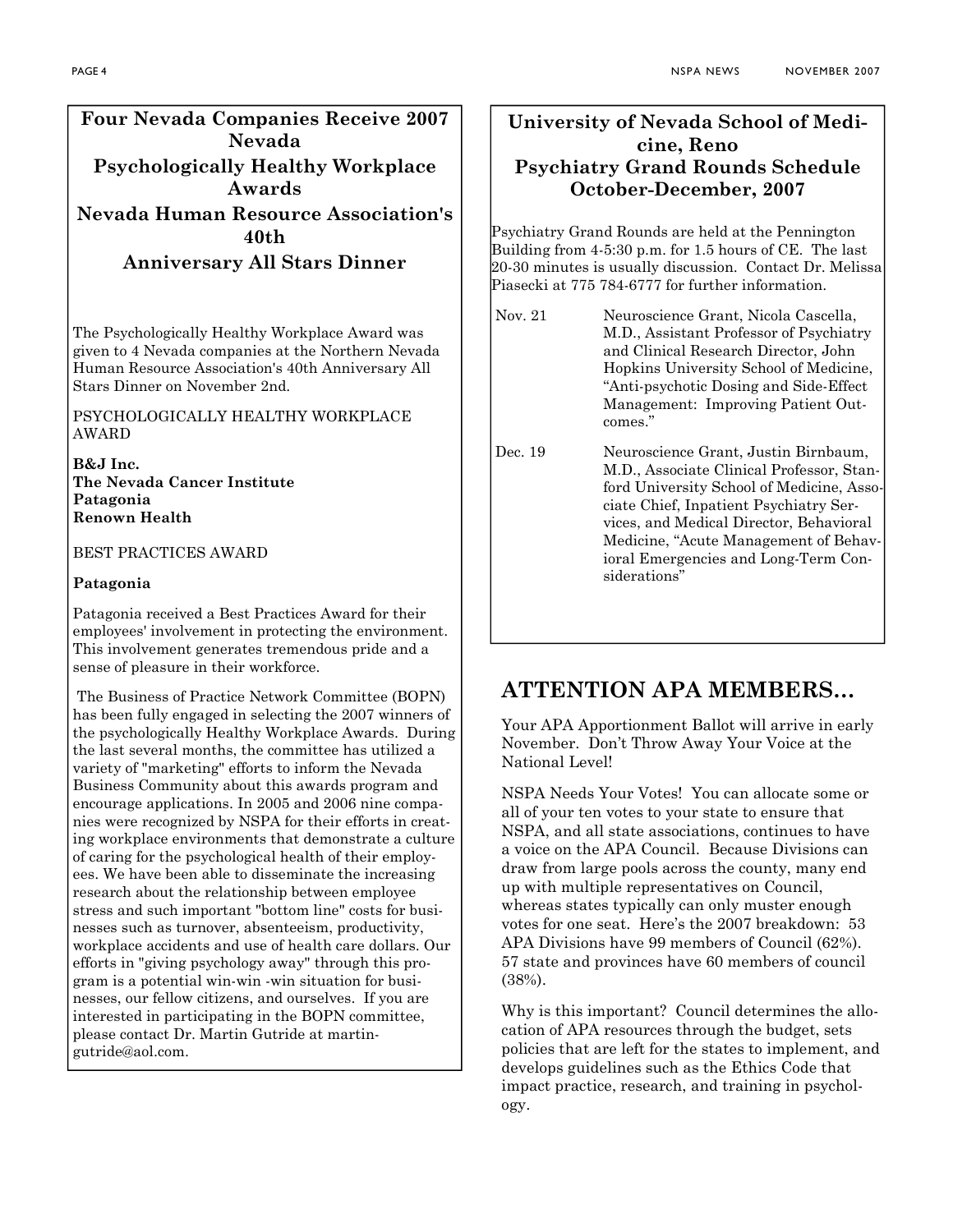## Four Nevada Companies Receive 2007 Nevada Psychologically Healthy Workplace Awards Nevada Human Resource Association's 40th Anniversary All Stars Dinner

The Psychologically Healthy Workplace Award was given to 4 Nevada companies at the Northern Nevada Human Resource Association's 40th Anniversary All Stars Dinner on November 2nd.

PSYCHOLOGICALLY HEALTHY WORKPLACE AWARD

**B&J Inc.**
**The Nevada Cancer Institute**
**Patagonia**
**Renown Health**

BEST PRACTICES AWARD

**Patagonia**

Patagonia received a Best Practices Award for their employees' involvement in protecting the environment. This involvement generates tremendous pride and a sense of pleasure in their workforce.

The Business of Practice Network Committee (BOPN) has been fully engaged in selecting the 2007 winners of the psychologically Healthy Workplace Awards. During the last several months, the committee has utilized a variety of "marketing" efforts to inform the Nevada Business Community about this awards program and encourage applications. In 2005 and 2006 nine companies were recognized by NSPA for their efforts in creating workplace environments that demonstrate a culture of caring for the psychological health of their employees. We have been able to disseminate the increasing research about the relationship between employee stress and such important "bottom line" costs for businesses such as turnover, absenteeism, productivity, workplace accidents and use of health care dollars. Our efforts in "giving psychology away" through this program is a potential win-win -win situation for businesses, our fellow citizens, and ourselves. If you are interested in participating in the BOPN committee, please contact Dr. Martin Gutride at martingutride@aol.com.

## University of Nevada School of Medicine, Reno Psychiatry Grand Rounds Schedule October-December, 2007

Psychiatry Grand Rounds are held at the Pennington Building from 4-5:30 p.m. for 1.5 hours of CE. The last 20-30 minutes is usually discussion. Contact Dr. Melissa Piasecki at 775 784-6777 for further information.

| | |
|---|---|
| Nov. 21 | Neuroscience Grant, Nicola Cascella, M.D., Assistant Professor of Psychiatry and Clinical Research Director, John Hopkins University School of Medicine, "Anti-psychotic Dosing and Side-Effect Management: Improving Patient Outcomes." |
| Dec. 19 | Neuroscience Grant, Justin Birnbaum, M.D., Associate Clinical Professor, Stanford University School of Medicine, Associate Chief, Inpatient Psychiatry Services, and Medical Director, Behavioral Medicine, "Acute Management of Behavioral Emergencies and Long-Term Considerations" |

## ATTENTION APA MEMBERS...

Your APA Apportionment Ballot will arrive in early November. Don't Throw Away Your Voice at the National Level!

NSPA Needs Your Votes! You can allocate some or all of your ten votes to your state to ensure that NSPA, and all state associations, continues to have a voice on the APA Council. Because Divisions can draw from large pools across the county, many end up with multiple representatives on Council, whereas states typically can only muster enough votes for one seat. Here's the 2007 breakdown: 53 APA Divisions have 99 members of Council (62%). 57 state and provinces have 60 members of council (38%).

Why is this important? Council determines the allocation of APA resources through the budget, sets policies that are left for the states to implement, and develops guidelines such as the Ethics Code that impact practice, research, and training in psychology.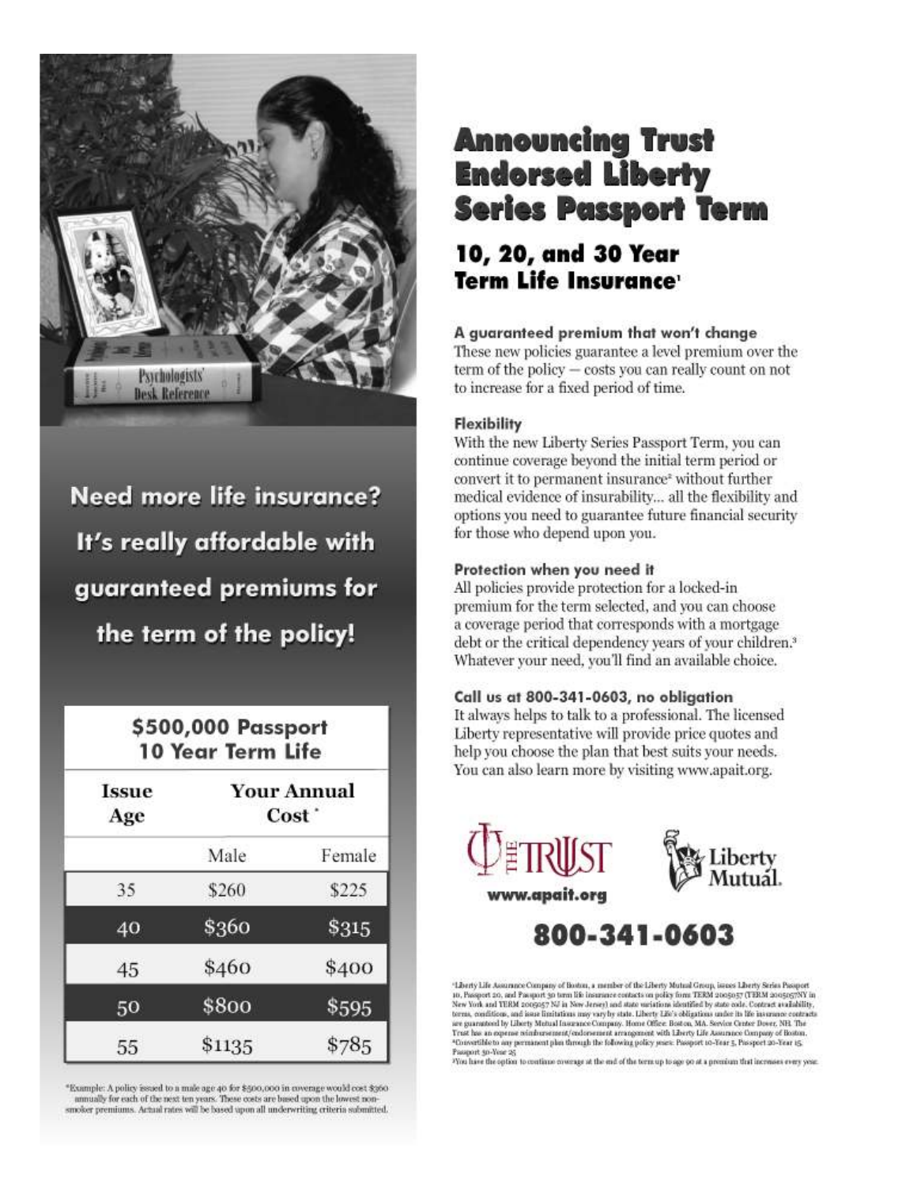Need more life insurance? It's really affordable with guaranteed premiums for the term of the policy!

| $500,000 Passport 10 Year Term Life | | |
|---|---|---|
| Issue Age | Your Annual Cost * | |
| | Male | Female |
| 35 | $260 | $225 |
| 40 | $360 | $315 |
| 45 | $460 | $400 |
| 50 | $800 | $595 |
| 55 | $1135 | $785 |

*Example: A policy issued to a male age 40 for $500,000 in coverage would cost $360 annually for each of the next ten years. These costs are based upon the lowest non-smoker premiums. Actual rates will be based upon all underwriting criteria submitted.

# Announcing Trust Endorsed Liberty Series Passport Term

## 10, 20, and 30 Year Term Life Insurance[1]

### A guaranteed premium that won't change

These new policies guarantee a level premium over the term of the policy — costs you can really count on not to increase for a fixed period of time.

### Flexibility

With the new Liberty Series Passport Term, you can continue coverage beyond the initial term period or convert it to permanent insurance[2] without further medical evidence of insurability... all the flexibility and options you need to guarantee future financial security for those who depend upon you.

### Protection when you need it

All policies provide protection for a locked-in premium for the term selected, and you can choose a coverage period that corresponds with a mortgage debt or the critical dependency years of your children.[3] Whatever your need, you'll find an available choice.

### Call us at 800-341-0603, no obligation

It always helps to talk to a professional. The licensed Liberty representative will provide price quotes and help you choose the plan that best suits your needs. You can also learn more by visiting www.apait.org.

THE TRUST www.apait.org

Liberty Mutual.

**800-341-0603**

[1]Liberty Life Assurance Company of Boston, a member of the Liberty Mutual Group, issues Liberty Series Passport 10, Passport 20, and Passport 30 term life insurance contracts on policy form TERM 2005057 (TERM 2005057NY in New York and TERM 2005057 NJ in New Jersey) and state variations identified by state code. Contract availability, terms, conditions, and issue limitations may vary by state. Liberty Life's obligations under its life insurance contracts are guaranteed by Liberty Mutual Insurance Company. Home Office: Boston, MA. Service Center Dover, NH. The Trust has an expense reimbursement/endorsement arrangement with Liberty Life Assurance Company of Boston.
[2]Convertible to any permanent plan through the following policy years: Passport 10-Year 5, Passport 20-Year 15, Passport 30-Year 25
[3]You have the option to continue coverage at the end of the term up to age 90 at a premium that increases every year.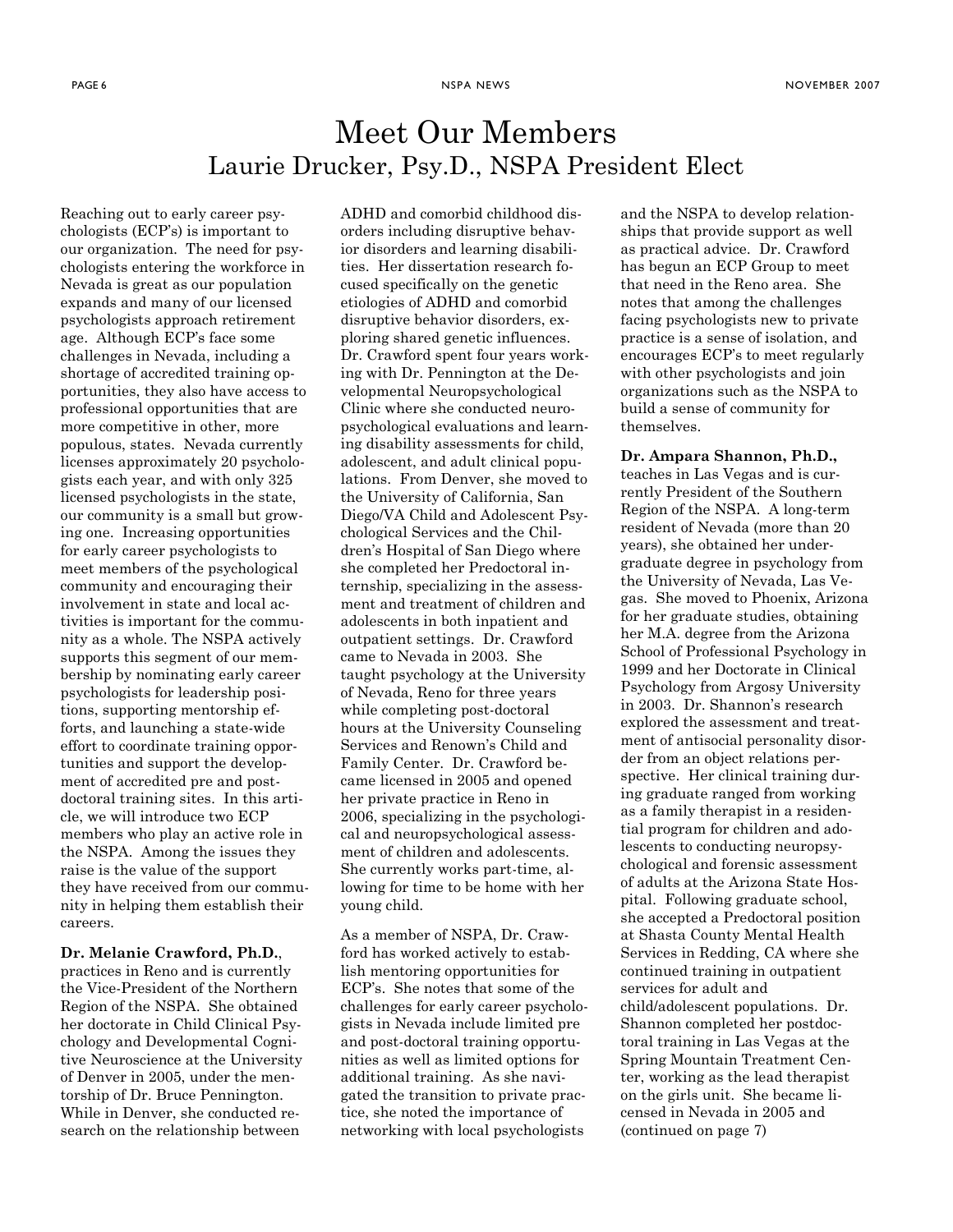# Meet Our Members

## Laurie Drucker, Psy.D., NSPA President Elect

Reaching out to early career psychologists (ECP's) is important to our organization. The need for psychologists entering the workforce in Nevada is great as our population expands and many of our licensed psychologists approach retirement age. Although ECP's face some challenges in Nevada, including a shortage of accredited training opportunities, they also have access to professional opportunities that are more competitive in other, more populous, states. Nevada currently licenses approximately 20 psychologists each year, and with only 325 licensed psychologists in the state, our community is a small but growing one. Increasing opportunities for early career psychologists to meet members of the psychological community and encouraging their involvement in state and local activities is important for the community as a whole. The NSPA actively supports this segment of our membership by nominating early career psychologists for leadership positions, supporting mentorship efforts, and launching a state-wide effort to coordinate training opportunities and support the development of accredited pre and postdoctoral training sites. In this article, we will introduce two ECP members who play an active role in the NSPA. Among the issues they raise is the value of the support they have received from our community in helping them establish their careers.

**Dr. Melanie Crawford, Ph.D.**, practices in Reno and is currently the Vice-President of the Northern Region of the NSPA. She obtained her doctorate in Child Clinical Psychology and Developmental Cognitive Neuroscience at the University of Denver in 2005, under the mentorship of Dr. Bruce Pennington. While in Denver, she conducted research on the relationship between ADHD and comorbid childhood disorders including disruptive behavior disorders and learning disabilities. Her dissertation research focused specifically on the genetic etiologies of ADHD and comorbid disruptive behavior disorders, exploring shared genetic influences. Dr. Crawford spent four years working with Dr. Pennington at the Developmental Neuropsychological Clinic where she conducted neuropsychological evaluations and learning disability assessments for child, adolescent, and adult clinical populations. From Denver, she moved to the University of California, San Diego/VA Child and Adolescent Psychological Services and the Children's Hospital of San Diego where she completed her Predoctoral internship, specializing in the assessment and treatment of children and adolescents in both inpatient and outpatient settings. Dr. Crawford came to Nevada in 2003. She taught psychology at the University of Nevada, Reno for three years while completing post-doctoral hours at the University Counseling Services and Renown's Child and Family Center. Dr. Crawford became licensed in 2005 and opened her private practice in Reno in 2006, specializing in the psychological and neuropsychological assessment of children and adolescents. She currently works part-time, allowing for time to be home with her young child.

As a member of NSPA, Dr. Crawford has worked actively to establish mentoring opportunities for ECP's. She notes that some of the challenges for early career psychologists in Nevada include limited pre and post-doctoral training opportunities as well as limited options for additional training. As she navigated the transition to private practice, she noted the importance of networking with local psychologists and the NSPA to develop relationships that provide support as well as practical advice. Dr. Crawford has begun an ECP Group to meet that need in the Reno area. She notes that among the challenges facing psychologists new to private practice is a sense of isolation, and encourages ECP's to meet regularly with other psychologists and join organizations such as the NSPA to build a sense of community for themselves.

**Dr. Ampara Shannon, Ph.D.,** teaches in Las Vegas and is currently President of the Southern Region of the NSPA. A long-term resident of Nevada (more than 20 years), she obtained her undergraduate degree in psychology from the University of Nevada, Las Vegas. She moved to Phoenix, Arizona for her graduate studies, obtaining her M.A. degree from the Arizona School of Professional Psychology in 1999 and her Doctorate in Clinical Psychology from Argosy University in 2003. Dr. Shannon's research explored the assessment and treatment of antisocial personality disorder from an object relations perspective. Her clinical training during graduate ranged from working as a family therapist in a residential program for children and adolescents to conducting neuropsychological and forensic assessment of adults at the Arizona State Hospital. Following graduate school, she accepted a Predoctoral position at Shasta County Mental Health Services in Redding, CA where she continued training in outpatient services for adult and child/adolescent populations. Dr. Shannon completed her postdoctoral training in Las Vegas at the Spring Mountain Treatment Center, working as the lead therapist on the girls unit. She became licensed in Nevada in 2005 and (continued on page 7)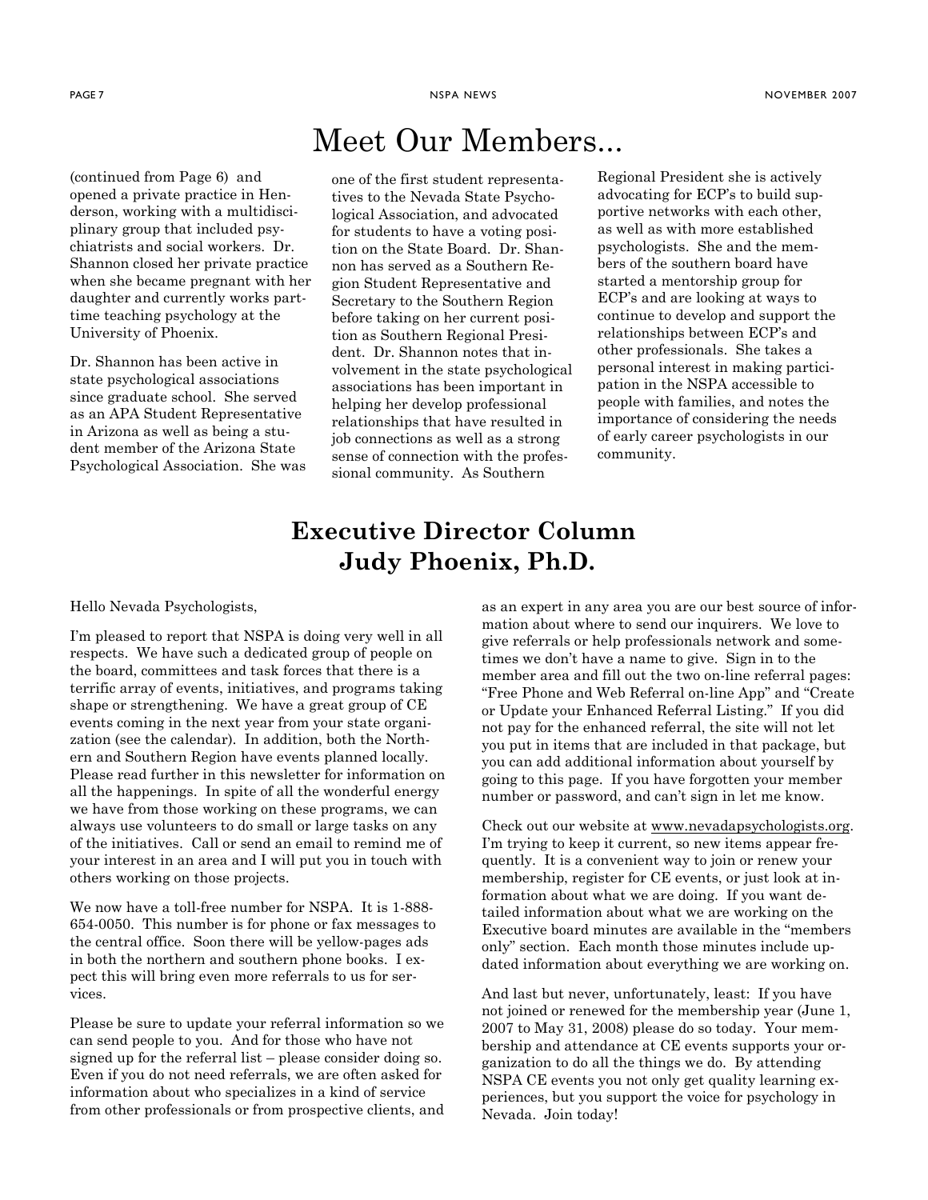// Meet Our Members...

(continued from Page 6) and opened a private practice in Henderson, working with a multidisciplinary group that included psychiatrists and social workers. Dr. Shannon closed her private practice when she became pregnant with her daughter and currently works part-time teaching psychology at the University of Phoenix.

Dr. Shannon has been active in state psychological associations since graduate school. She served as an APA Student Representative in Arizona as well as being a student member of the Arizona State Psychological Association. She was one of the first student representatives to the Nevada State Psychological Association, and advocated for students to have a voting position on the State Board. Dr. Shannon has served as a Southern Region Student Representative and Secretary to the Southern Region before taking on her current position as Southern Regional President. Dr. Shannon notes that involvement in the state psychological associations has been important in helping her develop professional relationships that have resulted in job connections as well as a strong sense of connection with the professional community. As Southern Regional President she is actively advocating for ECP's to build supportive networks with each other, as well as with more established psychologists. She and the members of the southern board have started a mentorship group for ECP's and are looking at ways to continue to develop and support the relationships between ECP's and other professionals. She takes a personal interest in making participation in the NSPA accessible to people with families, and notes the importance of considering the needs of early career psychologists in our community.

## Executive Director Column
## Judy Phoenix, Ph.D.

Hello Nevada Psychologists,

I'm pleased to report that NSPA is doing very well in all respects. We have such a dedicated group of people on the board, committees and task forces that there is a terrific array of events, initiatives, and programs taking shape or strengthening. We have a great group of CE events coming in the next year from your state organization (see the calendar). In addition, both the Northern and Southern Region have events planned locally. Please read further in this newsletter for information on all the happenings. In spite of all the wonderful energy we have from those working on these programs, we can always use volunteers to do small or large tasks on any of the initiatives. Call or send an email to remind me of your interest in an area and I will put you in touch with others working on those projects.

We now have a toll-free number for NSPA. It is 1-888-654-0050. This number is for phone or fax messages to the central office. Soon there will be yellow-pages ads in both the northern and southern phone books. I expect this will bring even more referrals to us for services.

Please be sure to update your referral information so we can send people to you. And for those who have not signed up for the referral list – please consider doing so. Even if you do not need referrals, we are often asked for information about who specializes in a kind of service from other professionals or from prospective clients, and as an expert in any area you are our best source of information about where to send our inquirers. We love to give referrals or help professionals network and sometimes we don't have a name to give. Sign in to the member area and fill out the two on-line referral pages: "Free Phone and Web Referral on-line App" and "Create or Update your Enhanced Referral Listing." If you did not pay for the enhanced referral, the site will not let you put in items that are included in that package, but you can add additional information about yourself by going to this page. If you have forgotten your member number or password, and can't sign in let me know.

Check out our website at www.nevadapsychologists.org. I'm trying to keep it current, so new items appear frequently. It is a convenient way to join or renew your membership, register for CE events, or just look at information about what we are doing. If you want detailed information about what we are working on the Executive board minutes are available in the "members only" section. Each month those minutes include updated information about everything we are working on.

And last but never, unfortunately, least: If you have not joined or renewed for the membership year (June 1, 2007 to May 31, 2008) please do so today. Your membership and attendance at CE events supports your organization to do all the things we do. By attending NSPA CE events you not only get quality learning experiences, but you support the voice for psychology in Nevada. Join today!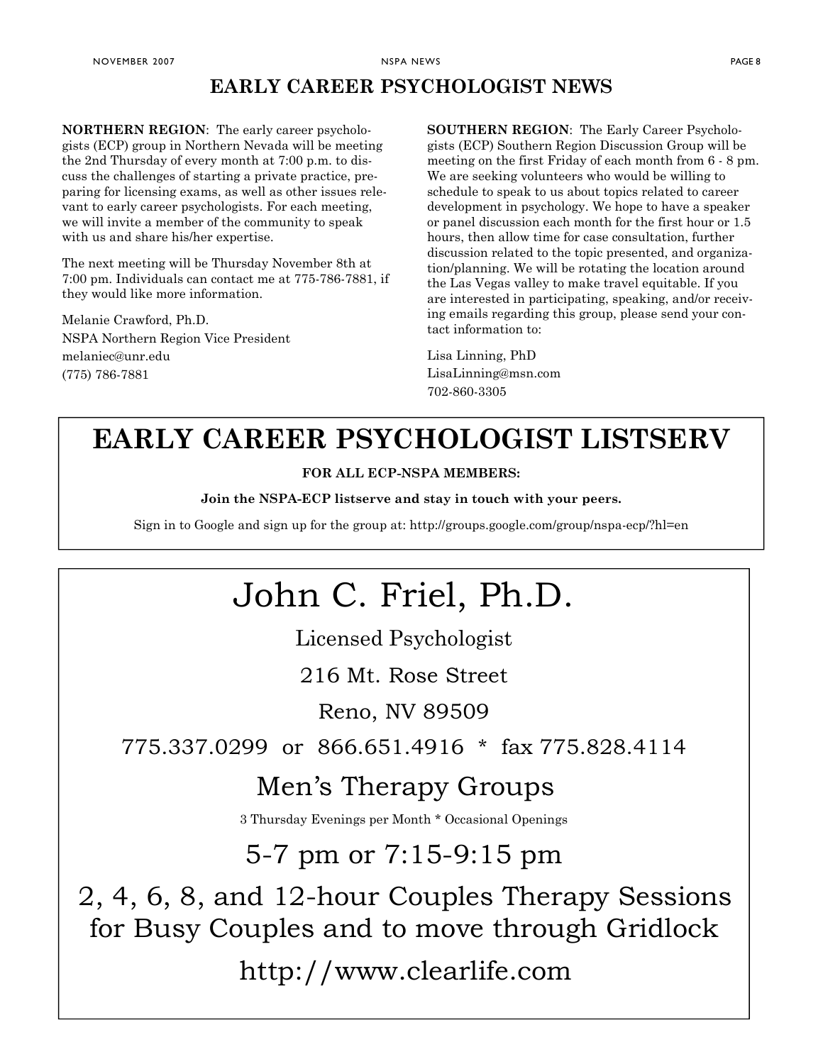# EARLY CAREER PSYCHOLOGIST NEWS

**NORTHERN REGION**: The early career psychologists (ECP) group in Northern Nevada will be meeting the 2nd Thursday of every month at 7:00 p.m. to discuss the challenges of starting a private practice, preparing for licensing exams, as well as other issues relevant to early career psychologists. For each meeting, we will invite a member of the community to speak with us and share his/her expertise.

The next meeting will be Thursday November 8th at 7:00 pm. Individuals can contact me at 775-786-7881, if they would like more information.

Melanie Crawford, Ph.D.
NSPA Northern Region Vice President
melaniec@unr.edu
(775) 786-7881

**SOUTHERN REGION**: The Early Career Psychologists (ECP) Southern Region Discussion Group will be meeting on the first Friday of each month from 6 - 8 pm. We are seeking volunteers who would be willing to schedule to speak to us about topics related to career development in psychology. We hope to have a speaker or panel discussion each month for the first hour or 1.5 hours, then allow time for case consultation, further discussion related to the topic presented, and organization/planning. We will be rotating the location around the Las Vegas valley to make travel equitable. If you are interested in participating, speaking, and/or receiving emails regarding this group, please send your contact information to:

Lisa Linning, PhD
LisaLinning@msn.com
702-860-3305

# EARLY CAREER PSYCHOLOGIST LISTSERV

**FOR ALL ECP-NSPA MEMBERS:**

**Join the NSPA-ECP listserve and stay in touch with your peers.**

Sign in to Google and sign up for the group at: http://groups.google.com/group/nspa-ecp/?hl=en

# John C. Friel, Ph.D.

Licensed Psychologist

216 Mt. Rose Street

Reno, NV 89509

775.337.0299 or 866.651.4916 * fax 775.828.4114

## Men's Therapy Groups

3 Thursday Evenings per Month * Occasional Openings

5-7 pm or 7:15-9:15 pm

2, 4, 6, 8, and 12-hour Couples Therapy Sessions for Busy Couples and to move through Gridlock

http://www.clearlife.com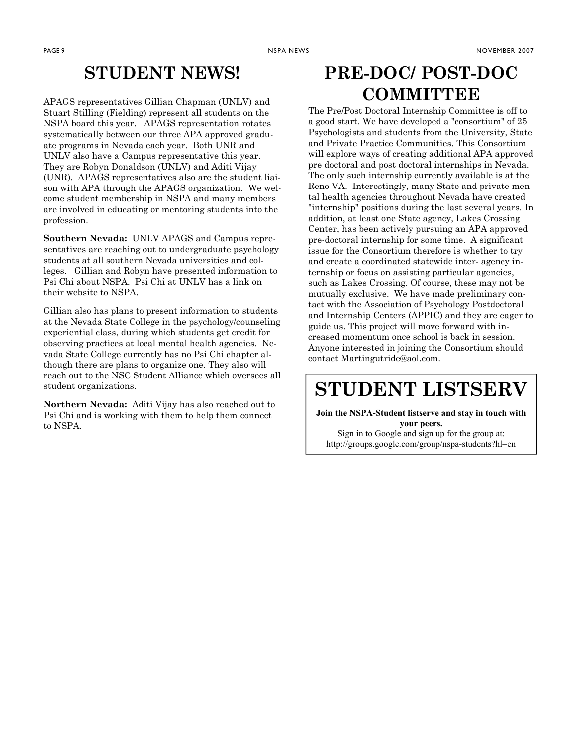# STUDENT NEWS!

APAGS representatives Gillian Chapman (UNLV) and Stuart Stilling (Fielding) represent all students on the NSPA board this year. APAGS representation rotates systematically between our three APA approved graduate programs in Nevada each year. Both UNR and UNLV also have a Campus representative this year. They are Robyn Donaldson (UNLV) and Aditi Vijay (UNR). APAGS representatives also are the student liaison with APA through the APAGS organization. We welcome student membership in NSPA and many members are involved in educating or mentoring students into the profession.

**Southern Nevada:** UNLV APAGS and Campus representatives are reaching out to undergraduate psychology students at all southern Nevada universities and colleges. Gillian and Robyn have presented information to Psi Chi about NSPA. Psi Chi at UNLV has a link on their website to NSPA.

Gillian also has plans to present information to students at the Nevada State College in the psychology/counseling experiential class, during which students get credit for observing practices at local mental health agencies. Nevada State College currently has no Psi Chi chapter although there are plans to organize one. They also will reach out to the NSC Student Alliance which oversees all student organizations.

**Northern Nevada:** Aditi Vijay has also reached out to Psi Chi and is working with them to help them connect to NSPA.

# PRE-DOC/ POST-DOC COMMITTEE

The Pre/Post Doctoral Internship Committee is off to a good start. We have developed a "consortium" of 25 Psychologists and students from the University, State and Private Practice Communities. This Consortium will explore ways of creating additional APA approved pre doctoral and post doctoral internships in Nevada. The only such internship currently available is at the Reno VA. Interestingly, many State and private mental health agencies throughout Nevada have created "internship" positions during the last several years. In addition, at least one State agency, Lakes Crossing Center, has been actively pursuing an APA approved pre-doctoral internship for some time. A significant issue for the Consortium therefore is whether to try and create a coordinated statewide inter- agency internship or focus on assisting particular agencies, such as Lakes Crossing. Of course, these may not be mutually exclusive. We have made preliminary contact with the Association of Psychology Postdoctoral and Internship Centers (APPIC) and they are eager to guide us. This project will move forward with increased momentum once school is back in session. Anyone interested in joining the Consortium should contact Martingutride@aol.com.

# STUDENT LISTSERV

**Join the NSPA-Student listserve and stay in touch with your peers.**

Sign in to Google and sign up for the group at:
http://groups.google.com/group/nspa-students?hl=en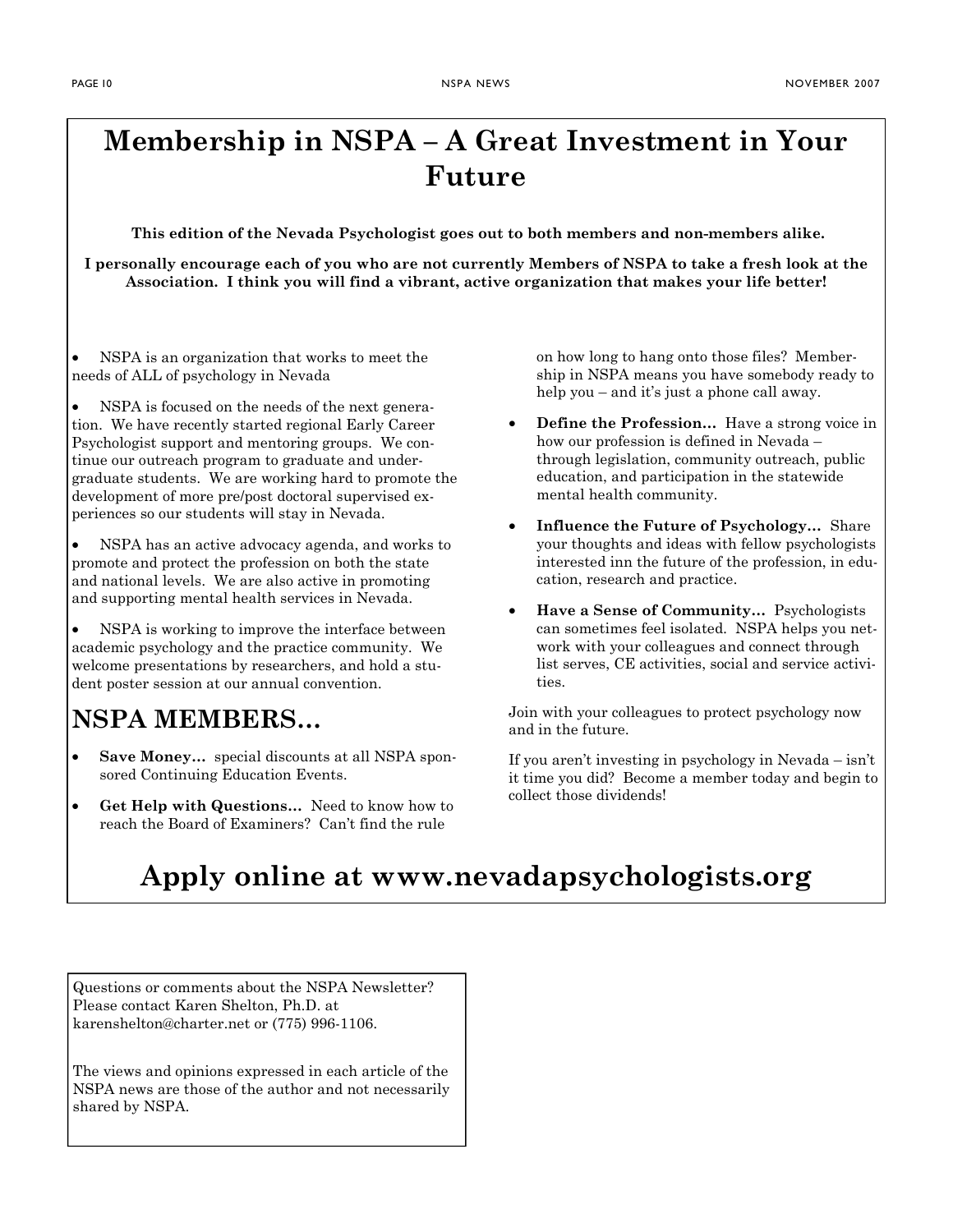# Membership in NSPA – A Great Investment in Your Future

**This edition of the Nevada Psychologist goes out to both members and non-members alike.**

**I personally encourage each of you who are not currently Members of NSPA to take a fresh look at the Association. I think you will find a vibrant, active organization that makes your life better!**

- NSPA is an organization that works to meet the needs of ALL of psychology in Nevada
- NSPA is focused on the needs of the next generation. We have recently started regional Early Career Psychologist support and mentoring groups. We continue our outreach program to graduate and undergraduate students. We are working hard to promote the development of more pre/post doctoral supervised experiences so our students will stay in Nevada.
- NSPA has an active advocacy agenda, and works to promote and protect the profession on both the state and national levels. We are also active in promoting and supporting mental health services in Nevada.
- NSPA is working to improve the interface between academic psychology and the practice community. We welcome presentations by researchers, and hold a student poster session at our annual convention.

## NSPA MEMBERS…

- **Save Money…** special discounts at all NSPA sponsored Continuing Education Events.
- **Get Help with Questions…** Need to know how to reach the Board of Examiners? Can't find the rule on how long to hang onto those files? Membership in NSPA means you have somebody ready to help you – and it's just a phone call away.
- **Define the Profession…** Have a strong voice in how our profession is defined in Nevada – through legislation, community outreach, public education, and participation in the statewide mental health community.
- **Influence the Future of Psychology…** Share your thoughts and ideas with fellow psychologists interested inn the future of the profession, in education, research and practice.
- **Have a Sense of Community…** Psychologists can sometimes feel isolated. NSPA helps you network with your colleagues and connect through list serves, CE activities, social and service activities.

Join with your colleagues to protect psychology now and in the future.

If you aren't investing in psychology in Nevada – isn't it time you did? Become a member today and begin to collect those dividends!

# Apply online at www.nevadapsychologists.org

Questions or comments about the NSPA Newsletter? Please contact Karen Shelton, Ph.D. at karenshelton@charter.net or (775) 996-1106.

The views and opinions expressed in each article of the NSPA news are those of the author and not necessarily shared by NSPA.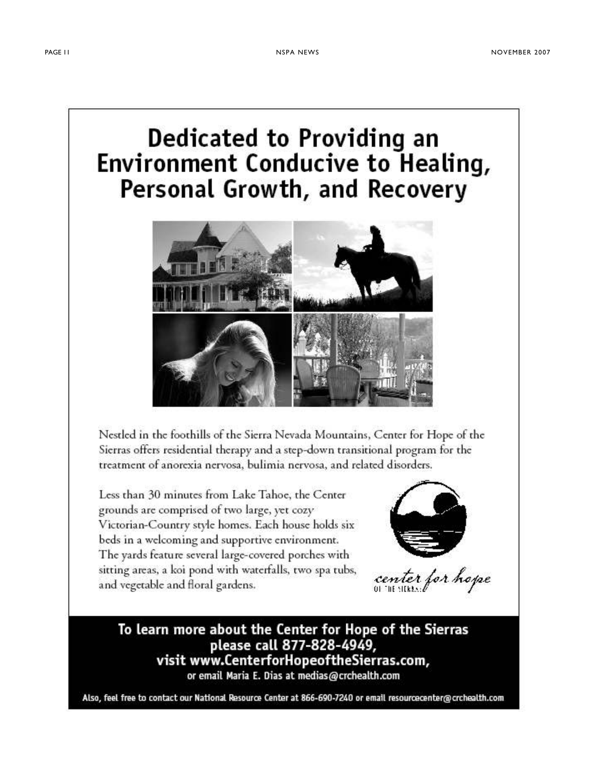# Dedicated to Providing an Environment Conducive to Healing, Personal Growth, and Recovery

Nestled in the foothills of the Sierra Nevada Mountains, Center for Hope of the Sierras offers residential therapy and a step-down transitional program for the treatment of anorexia nervosa, bulimia nervosa, and related disorders.

Less than 30 minutes from Lake Tahoe, the Center grounds are comprised of two large, yet cozy Victorian-Country style homes. Each house holds six beds in a welcoming and supportive environment. The yards feature several large-covered porches with sitting areas, a koi pond with waterfalls, two spa tubs, and vegetable and floral gardens.

center for hope OF THE SIERRAS

**To learn more about the Center for Hope of the Sierras please call 877-828-4949, visit www.CenterforHopeoftheSierras.com,**
**or email Maria E. Dias at medias@crchealth.com**

**Also, feel free to contact our National Resource Center at 866-690-7240 or email resourcecenter@crchealth.com**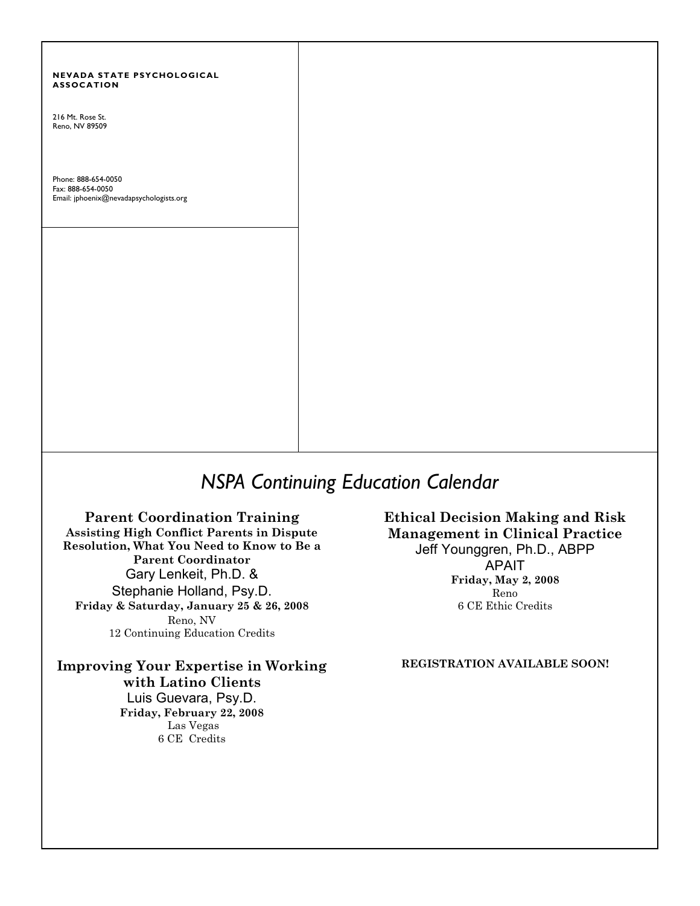**NEVADA STATE PSYCHOLOGICAL ASSOCATION**

216 Mt. Rose St.
Reno, NV 89509

Phone: 888-654-0050
Fax: 888-654-0050
Email: jphoenix@nevadapsychologists.org

# *NSPA Continuing Education Calendar*

### Parent Coordination Training

**Assisting High Conflict Parents in Dispute Resolution, What You Need to Know to Be a Parent Coordinator**

Gary Lenkeit, Ph.D. &
Stephanie Holland, Psy.D.

**Friday & Saturday, January 25 & 26, 2008**

Reno, NV
12 Continuing Education Credits

### Improving Your Expertise in Working with Latino Clients

Luis Guevara, Psy.D.

**Friday, February 22, 2008**

Las Vegas
6 CE Credits

### Ethical Decision Making and Risk Management in Clinical Practice

Jeff Younggren, Ph.D., ABPP
APAIT

**Friday, May 2, 2008**

Reno
6 CE Ethic Credits

**REGISTRATION AVAILABLE SOON!**